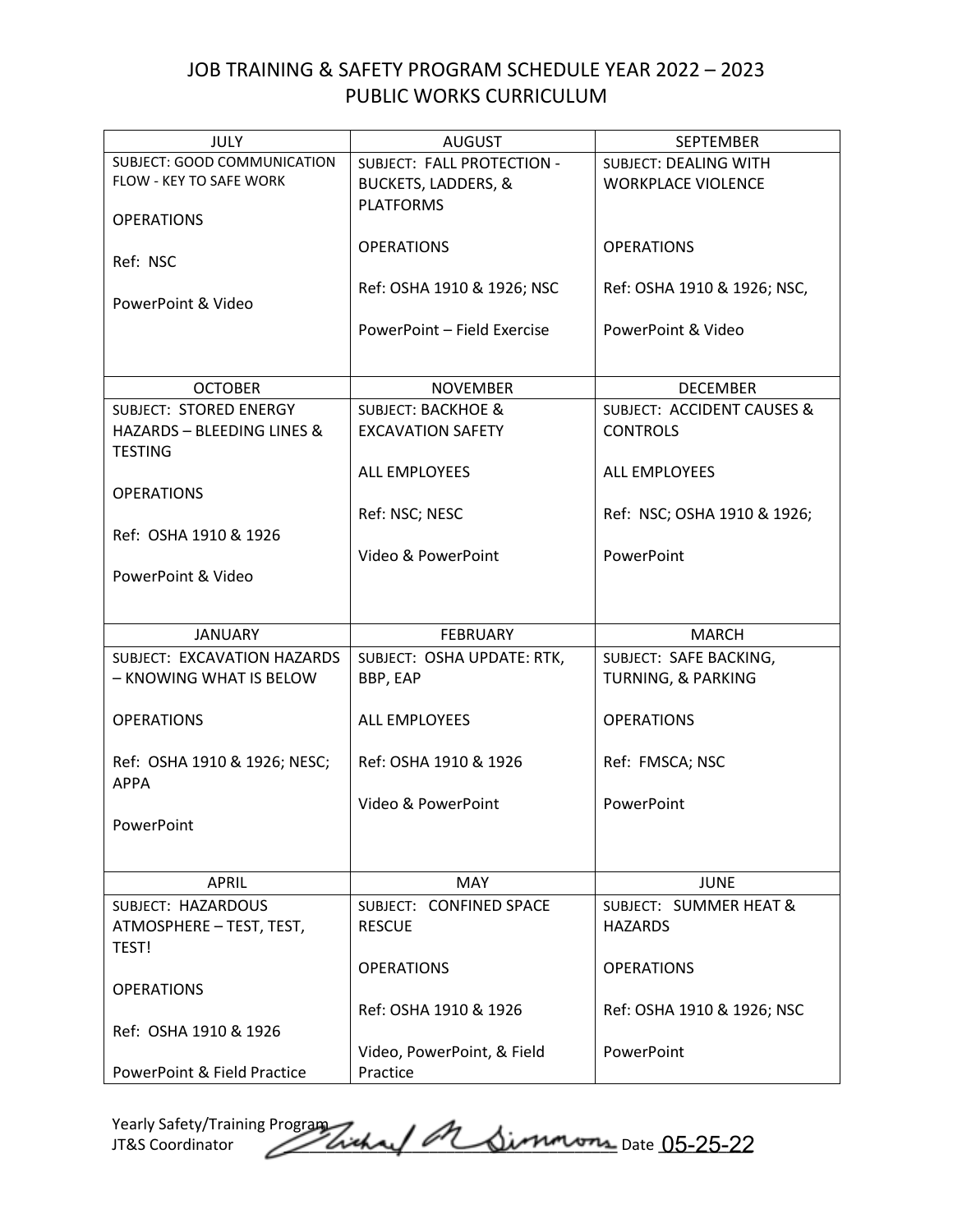# JOB TRAINING & SAFETY PROGRAM SCHEDULE YEAR 2022 – 2023
## PUBLIC WORKS CURRICULUM

| JULY | AUGUST | SEPTEMBER |
|---|---|---|
| SUBJECT: GOOD COMMUNICATION FLOW - KEY TO SAFE WORK<br><br>OPERATIONS<br><br>Ref: NSC<br><br>PowerPoint & Video | SUBJECT: FALL PROTECTION - BUCKETS, LADDERS, & PLATFORMS<br><br>OPERATIONS<br><br>Ref: OSHA 1910 & 1926; NSC<br><br>PowerPoint – Field Exercise | SUBJECT: DEALING WITH WORKPLACE VIOLENCE<br><br>OPERATIONS<br><br>Ref: OSHA 1910 & 1926; NSC,<br><br>PowerPoint & Video |
| **OCTOBER** | **NOVEMBER** | **DECEMBER** |
| SUBJECT: STORED ENERGY HAZARDS – BLEEDING LINES & TESTING<br><br>OPERATIONS<br><br>Ref: OSHA 1910 & 1926<br><br>PowerPoint & Video | SUBJECT: BACKHOE & EXCAVATION SAFETY<br><br>ALL EMPLOYEES<br><br>Ref: NSC; NESC<br><br>Video & PowerPoint | SUBJECT: ACCIDENT CAUSES & CONTROLS<br><br>ALL EMPLOYEES<br><br>Ref: NSC; OSHA 1910 & 1926;<br><br>PowerPoint |
| **JANUARY** | **FEBRUARY** | **MARCH** |
| SUBJECT: EXCAVATION HAZARDS – KNOWING WHAT IS BELOW<br><br>OPERATIONS<br><br>Ref: OSHA 1910 & 1926; NESC; APPA<br><br>PowerPoint | SUBJECT: OSHA UPDATE: RTK, BBP, EAP<br><br>ALL EMPLOYEES<br><br>Ref: OSHA 1910 & 1926<br><br>Video & PowerPoint | SUBJECT: SAFE BACKING, TURNING, & PARKING<br><br>OPERATIONS<br><br>Ref: FMSCA; NSC<br><br>PowerPoint |
| **APRIL** | **MAY** | **JUNE** |
| SUBJECT: HAZARDOUS ATMOSPHERE – TEST, TEST, TEST!<br><br>OPERATIONS<br><br>Ref: OSHA 1910 & 1926<br><br>PowerPoint & Field Practice | SUBJECT: CONFINED SPACE RESCUE<br><br>OPERATIONS<br><br>Ref: OSHA 1910 & 1926<br><br>Video, PowerPoint, & Field Practice | SUBJECT: SUMMER HEAT & HAZARDS<br><br>OPERATIONS<br><br>Ref: OSHA 1910 & 1926; NSC<br><br>PowerPoint |

Yearly Safety/Training Program
JT&S Coordinator Michael M Simmons Date 05-25-22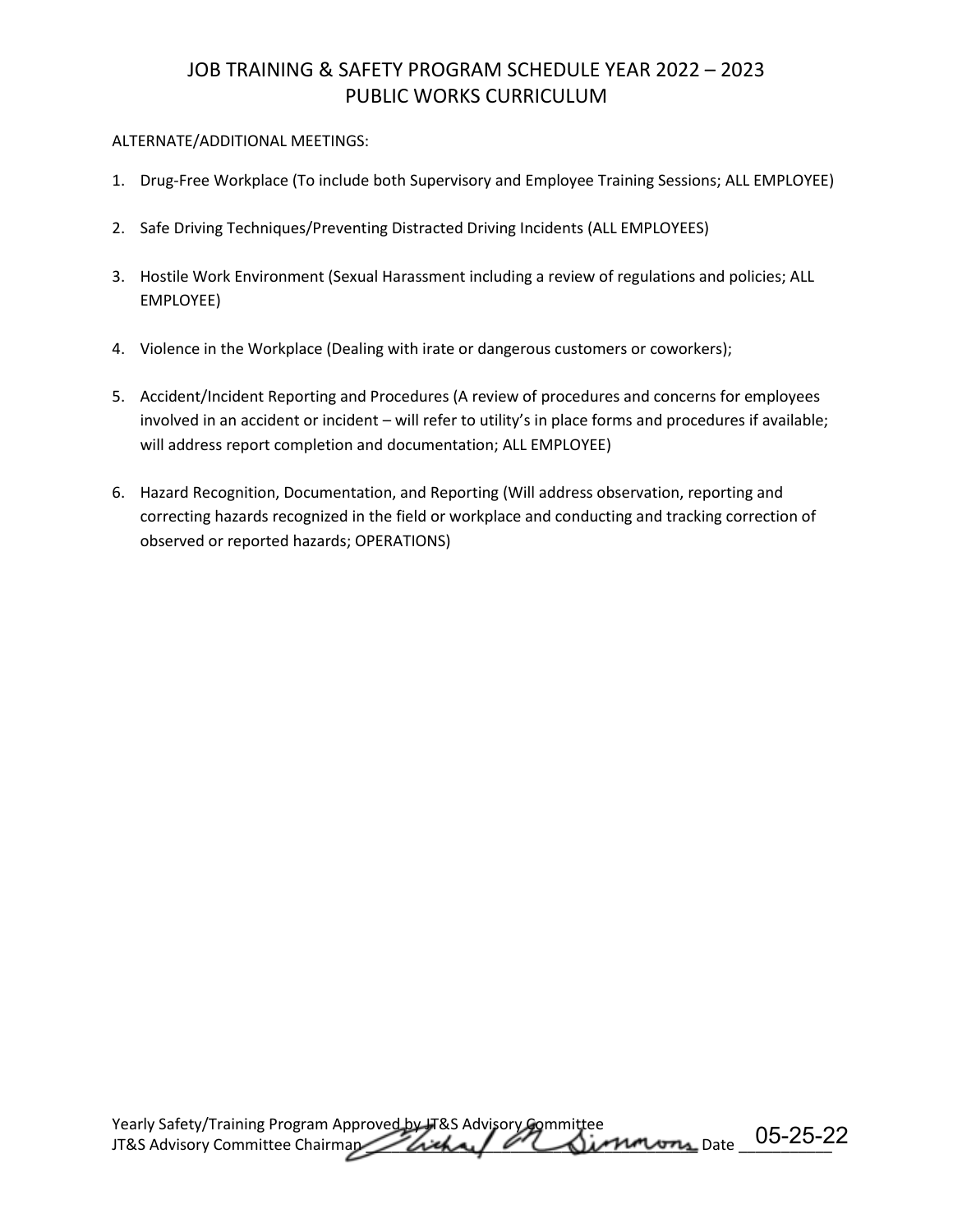# JOB TRAINING & SAFETY PROGRAM SCHEDULE YEAR 2022 – 2023
## PUBLIC WORKS CURRICULUM

ALTERNATE/ADDITIONAL MEETINGS:

1. Drug-Free Workplace (To include both Supervisory and Employee Training Sessions; ALL EMPLOYEE)
2. Safe Driving Techniques/Preventing Distracted Driving Incidents (ALL EMPLOYEES)
3. Hostile Work Environment (Sexual Harassment including a review of regulations and policies; ALL EMPLOYEE)
4. Violence in the Workplace (Dealing with irate or dangerous customers or coworkers);
5. Accident/Incident Reporting and Procedures (A review of procedures and concerns for employees involved in an accident or incident – will refer to utility's in place forms and procedures if available; will address report completion and documentation; ALL EMPLOYEE)
6. Hazard Recognition, Documentation, and Reporting (Will address observation, reporting and correcting hazards recognized in the field or workplace and conducting and tracking correction of observed or reported hazards; OPERATIONS)

Yearly Safety/Training Program Approved by JT&S Advisory Committee
JT&S Advisory Committee Chairman Michael M Simmons Date 05-25-22